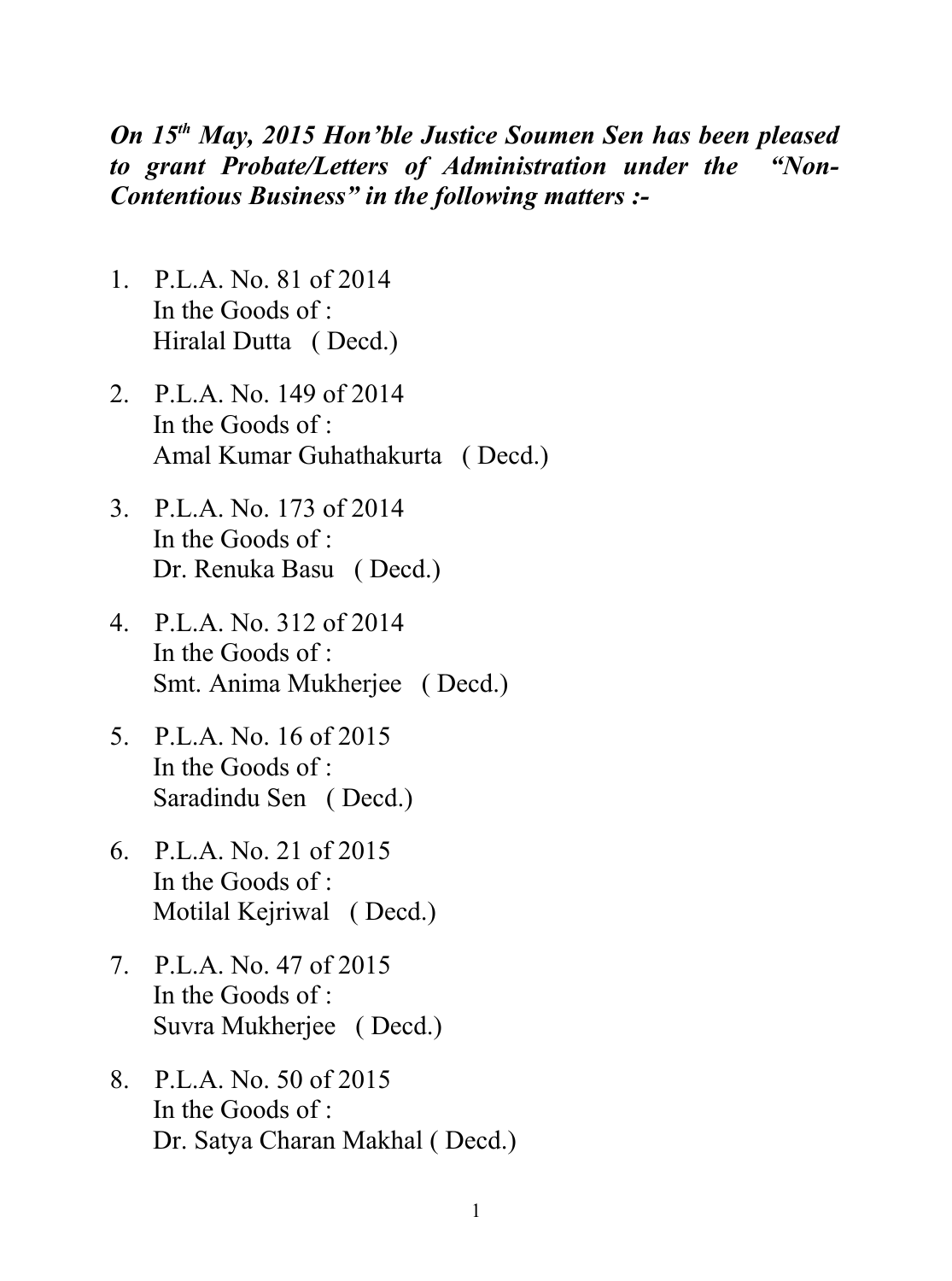***On 15th May, 2015 Hon'ble Justice Soumen Sen has been pleased to grant Probate/Letters of Administration under the "Non-Contentious Business" in the following matters :-***

1. P.L.A. No. 81 of 2014
   In the Goods of :
   Hiralal Dutta ( Decd.)

2. P.L.A. No. 149 of 2014
   In the Goods of :
   Amal Kumar Guhathakurta ( Decd.)

3. P.L.A. No. 173 of 2014
   In the Goods of :
   Dr. Renuka Basu ( Decd.)

4. P.L.A. No. 312 of 2014
   In the Goods of :
   Smt. Anima Mukherjee ( Decd.)

5. P.L.A. No. 16 of 2015
   In the Goods of :
   Saradindu Sen ( Decd.)

6. P.L.A. No. 21 of 2015
   In the Goods of :
   Motilal Kejriwal ( Decd.)

7. P.L.A. No. 47 of 2015
   In the Goods of :
   Suvra Mukherjee ( Decd.)

8. P.L.A. No. 50 of 2015
   In the Goods of :
   Dr. Satya Charan Makhal ( Decd.)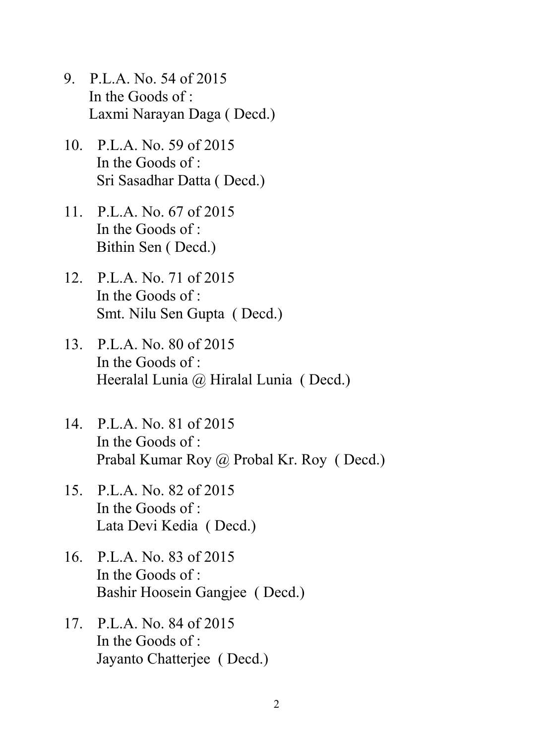9. P.L.A. No. 54 of 2015
   In the Goods of :
   Laxmi Narayan Daga ( Decd.)

10. P.L.A. No. 59 of 2015
    In the Goods of :
    Sri Sasadhar Datta ( Decd.)

11. P.L.A. No. 67 of 2015
    In the Goods of :
    Bithin Sen ( Decd.)

12. P.L.A. No. 71 of 2015
    In the Goods of :
    Smt. Nilu Sen Gupta ( Decd.)

13. P.L.A. No. 80 of 2015
    In the Goods of :
    Heeralal Lunia @ Hiralal Lunia ( Decd.)

14. P.L.A. No. 81 of 2015
    In the Goods of :
    Prabal Kumar Roy @ Probal Kr. Roy ( Decd.)

15. P.L.A. No. 82 of 2015
    In the Goods of :
    Lata Devi Kedia ( Decd.)

16. P.L.A. No. 83 of 2015
    In the Goods of :
    Bashir Hoosein Gangjee ( Decd.)

17. P.L.A. No. 84 of 2015
    In the Goods of :
    Jayanto Chatterjee ( Decd.)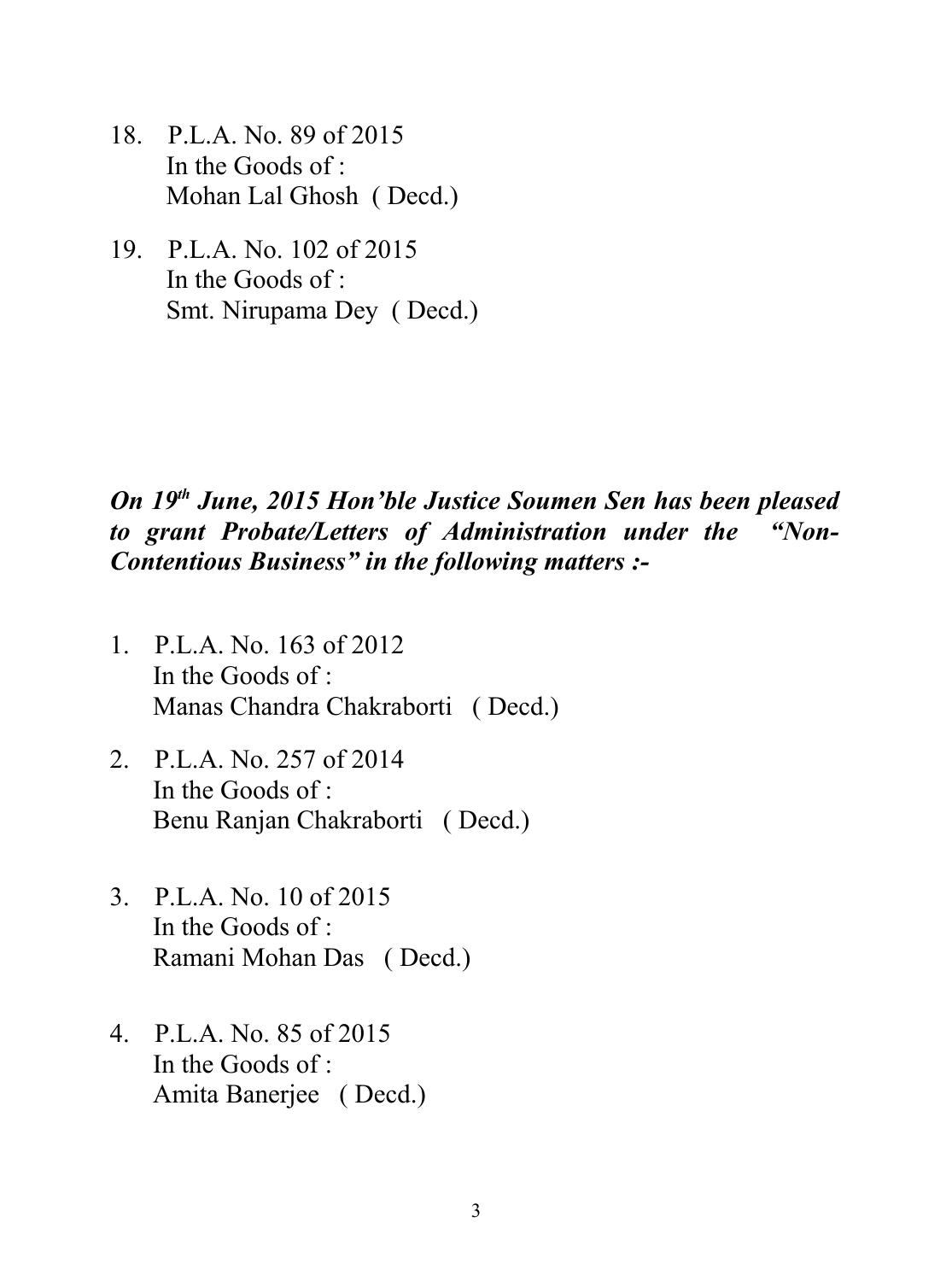18. P.L.A. No. 89 of 2015
    In the Goods of :
    Mohan Lal Ghosh ( Decd.)

19. P.L.A. No. 102 of 2015
    In the Goods of :
    Smt. Nirupama Dey ( Decd.)

***On 19th June, 2015 Hon'ble Justice Soumen Sen has been pleased to grant Probate/Letters of Administration under the "Non-Contentious Business" in the following matters :-***

1. P.L.A. No. 163 of 2012
   In the Goods of :
   Manas Chandra Chakraborti ( Decd.)

2. P.L.A. No. 257 of 2014
   In the Goods of :
   Benu Ranjan Chakraborti ( Decd.)

3. P.L.A. No. 10 of 2015
   In the Goods of :
   Ramani Mohan Das ( Decd.)

4. P.L.A. No. 85 of 2015
   In the Goods of :
   Amita Banerjee ( Decd.)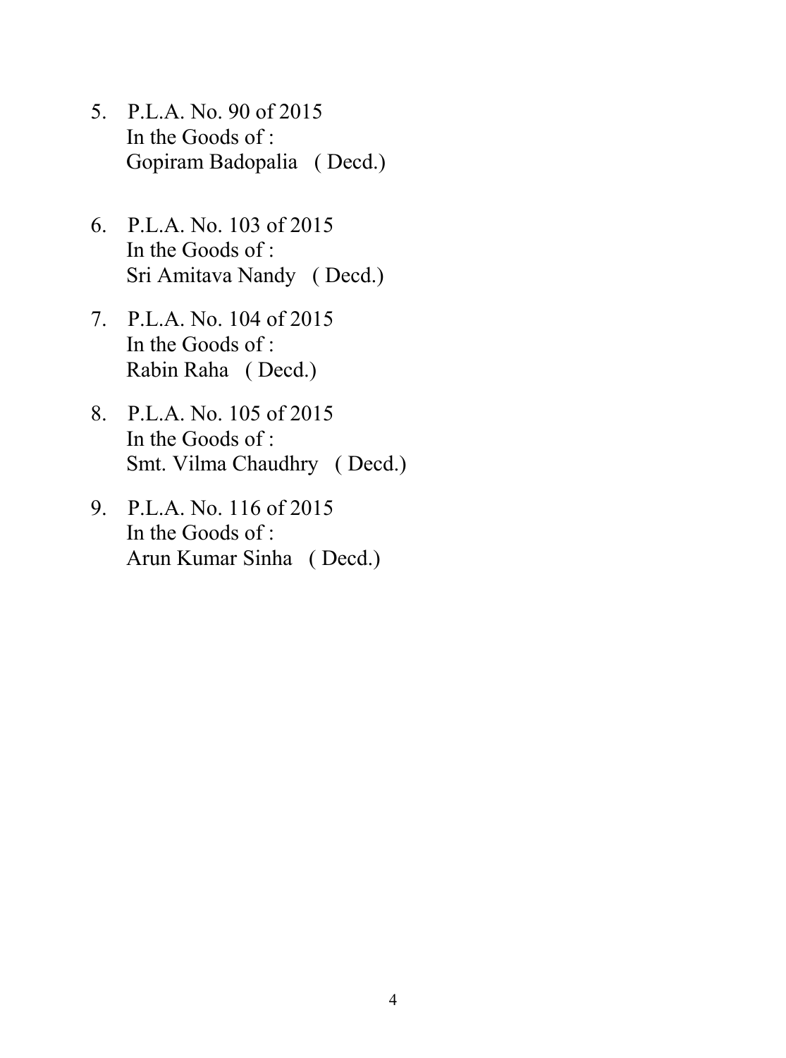5. P.L.A. No. 90 of 2015
   In the Goods of :
   Gopiram Badopalia ( Decd.)

6. P.L.A. No. 103 of 2015
   In the Goods of :
   Sri Amitava Nandy ( Decd.)

7. P.L.A. No. 104 of 2015
   In the Goods of :
   Rabin Raha ( Decd.)

8. P.L.A. No. 105 of 2015
   In the Goods of :
   Smt. Vilma Chaudhry ( Decd.)

9. P.L.A. No. 116 of 2015
   In the Goods of :
   Arun Kumar Sinha ( Decd.)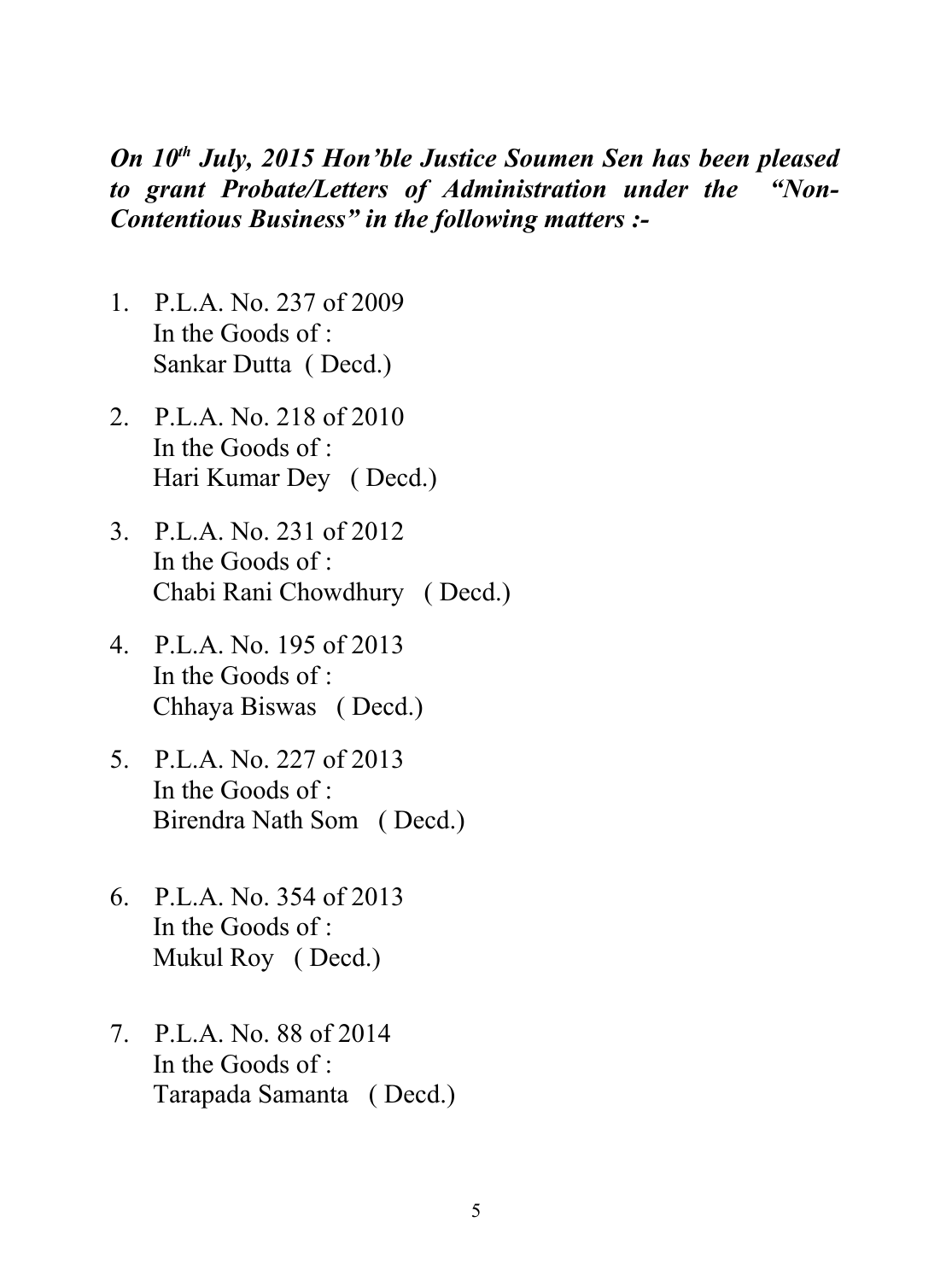***On 10th July, 2015 Hon'ble Justice Soumen Sen has been pleased to grant Probate/Letters of Administration under the "Non-Contentious Business" in the following matters :-***

1. P.L.A. No. 237 of 2009
   In the Goods of :
   Sankar Dutta ( Decd.)

2. P.L.A. No. 218 of 2010
   In the Goods of :
   Hari Kumar Dey ( Decd.)

3. P.L.A. No. 231 of 2012
   In the Goods of :
   Chabi Rani Chowdhury ( Decd.)

4. P.L.A. No. 195 of 2013
   In the Goods of :
   Chhaya Biswas ( Decd.)

5. P.L.A. No. 227 of 2013
   In the Goods of :
   Birendra Nath Som ( Decd.)

6. P.L.A. No. 354 of 2013
   In the Goods of :
   Mukul Roy ( Decd.)

7. P.L.A. No. 88 of 2014
   In the Goods of :
   Tarapada Samanta ( Decd.)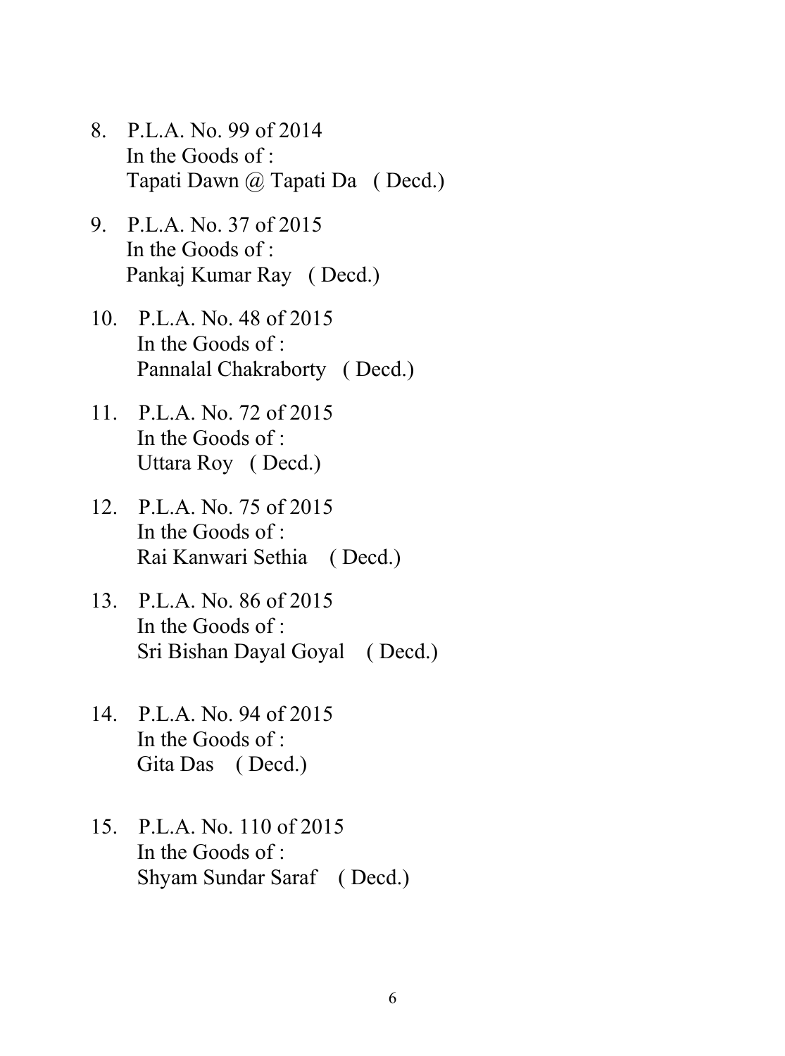8. P.L.A. No. 99 of 2014
   In the Goods of :
   Tapati Dawn @ Tapati Da ( Decd.)

9. P.L.A. No. 37 of 2015
   In the Goods of :
   Pankaj Kumar Ray ( Decd.)

10. P.L.A. No. 48 of 2015
    In the Goods of :
    Pannalal Chakraborty ( Decd.)

11. P.L.A. No. 72 of 2015
    In the Goods of :
    Uttara Roy ( Decd.)

12. P.L.A. No. 75 of 2015
    In the Goods of :
    Rai Kanwari Sethia ( Decd.)

13. P.L.A. No. 86 of 2015
    In the Goods of :
    Sri Bishan Dayal Goyal ( Decd.)

14. P.L.A. No. 94 of 2015
    In the Goods of :
    Gita Das ( Decd.)

15. P.L.A. No. 110 of 2015
    In the Goods of :
    Shyam Sundar Saraf ( Decd.)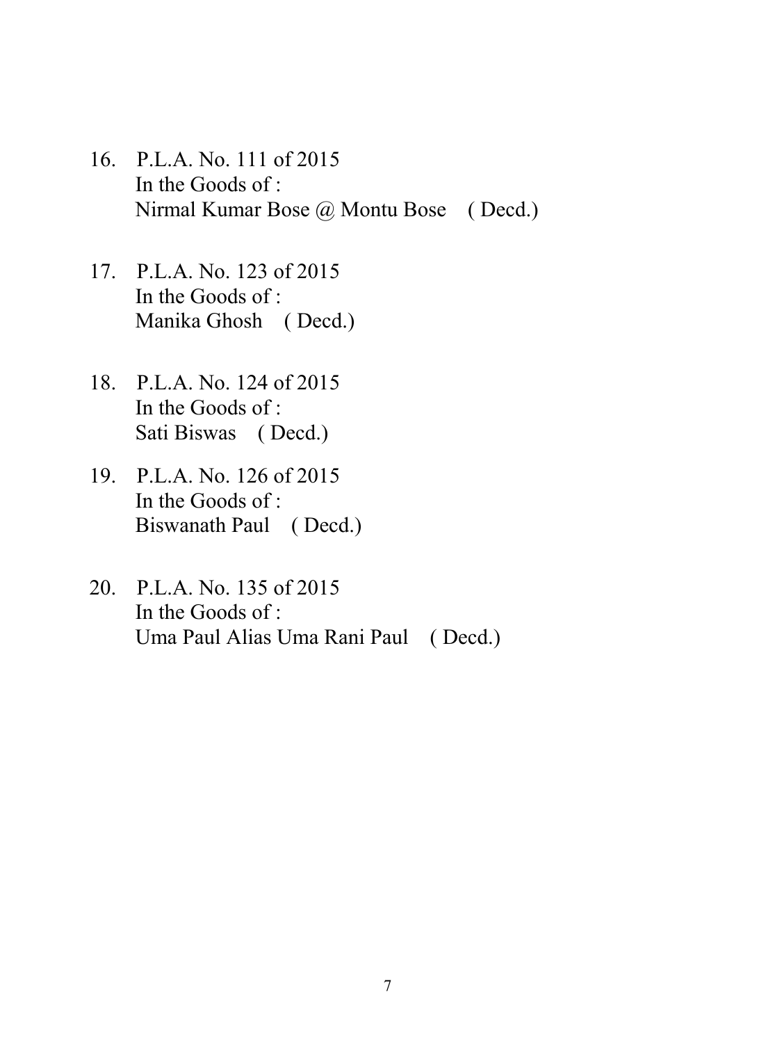16. P.L.A. No. 111 of 2015
    In the Goods of :
    Nirmal Kumar Bose @ Montu Bose ( Decd.)

17. P.L.A. No. 123 of 2015
    In the Goods of :
    Manika Ghosh ( Decd.)

18. P.L.A. No. 124 of 2015
    In the Goods of :
    Sati Biswas ( Decd.)

19. P.L.A. No. 126 of 2015
    In the Goods of :
    Biswanath Paul ( Decd.)

20. P.L.A. No. 135 of 2015
    In the Goods of :
    Uma Paul Alias Uma Rani Paul ( Decd.)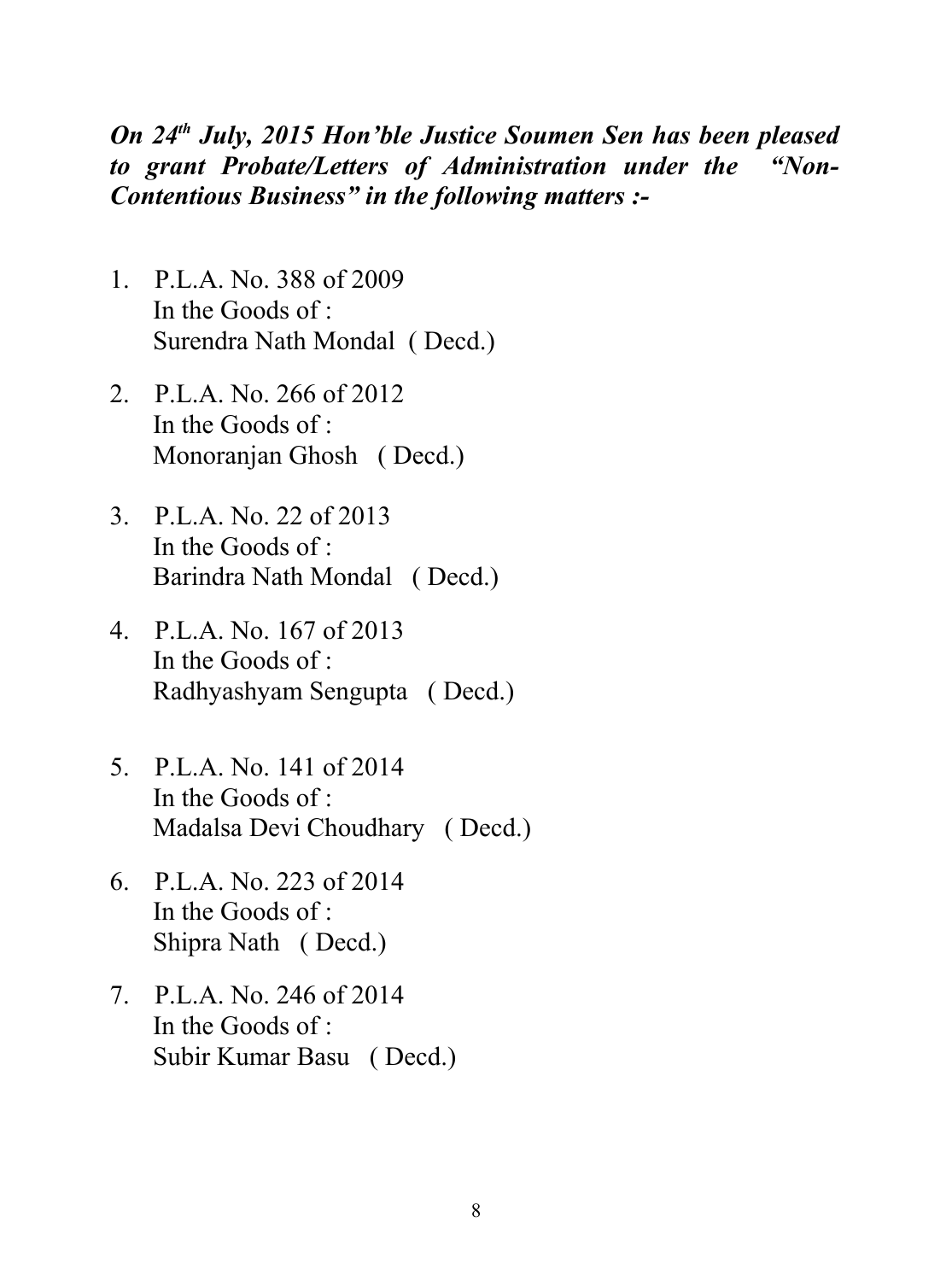***On 24th July, 2015 Hon'ble Justice Soumen Sen has been pleased to grant Probate/Letters of Administration under the "Non-Contentious Business" in the following matters :-***

1. P.L.A. No. 388 of 2009
   In the Goods of :
   Surendra Nath Mondal ( Decd.)

2. P.L.A. No. 266 of 2012
   In the Goods of :
   Monoranjan Ghosh ( Decd.)

3. P.L.A. No. 22 of 2013
   In the Goods of :
   Barindra Nath Mondal ( Decd.)

4. P.L.A. No. 167 of 2013
   In the Goods of :
   Radhyashyam Sengupta ( Decd.)

5. P.L.A. No. 141 of 2014
   In the Goods of :
   Madalsa Devi Choudhary ( Decd.)

6. P.L.A. No. 223 of 2014
   In the Goods of :
   Shipra Nath ( Decd.)

7. P.L.A. No. 246 of 2014
   In the Goods of :
   Subir Kumar Basu ( Decd.)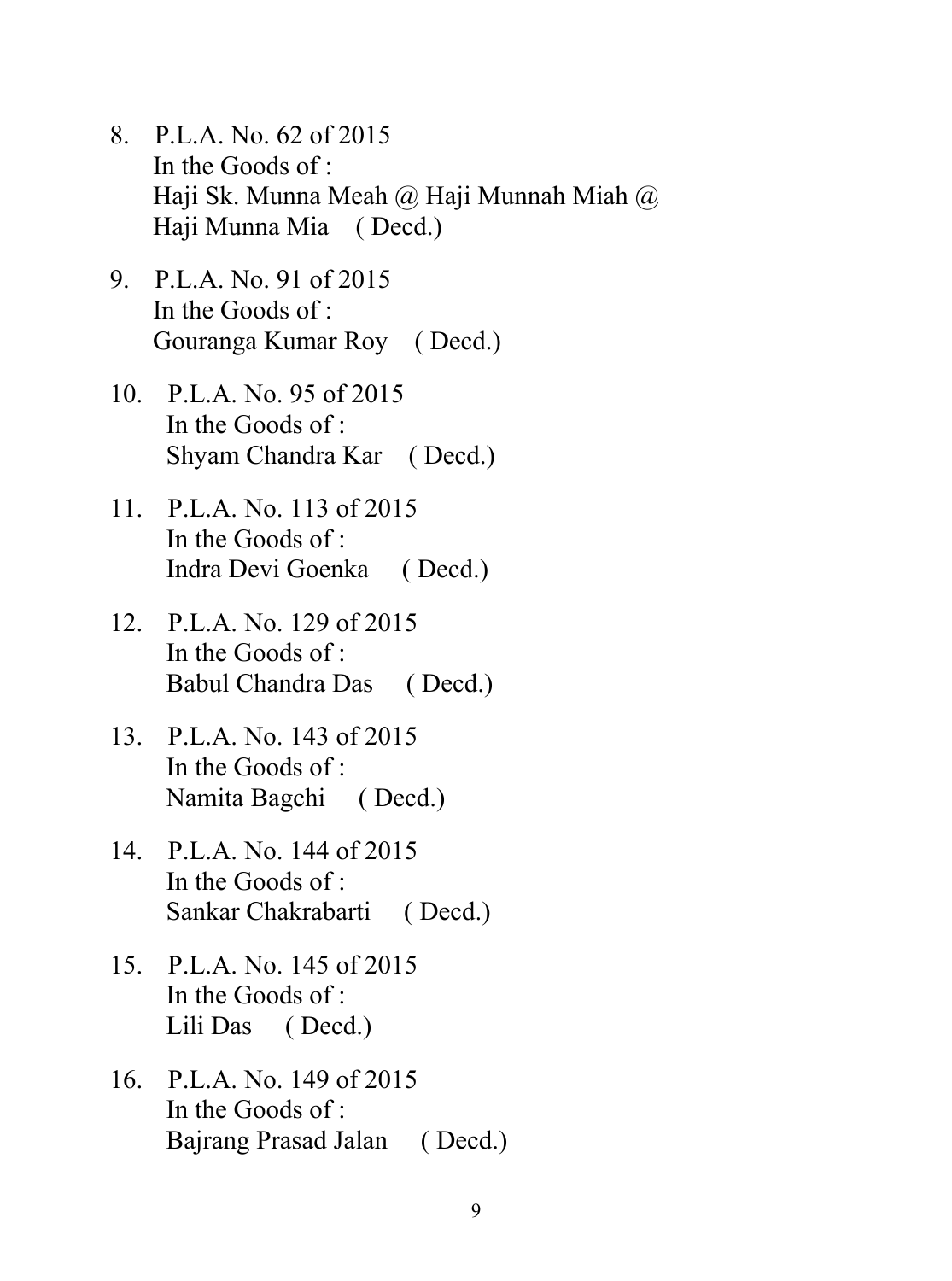8. P.L.A. No. 62 of 2015
   In the Goods of :
   Haji Sk. Munna Meah @ Haji Munnah Miah @ Haji Munna Mia ( Decd.)

9. P.L.A. No. 91 of 2015
   In the Goods of :
   Gouranga Kumar Roy ( Decd.)

10. P.L.A. No. 95 of 2015
    In the Goods of :
    Shyam Chandra Kar ( Decd.)

11. P.L.A. No. 113 of 2015
    In the Goods of :
    Indra Devi Goenka ( Decd.)

12. P.L.A. No. 129 of 2015
    In the Goods of :
    Babul Chandra Das ( Decd.)

13. P.L.A. No. 143 of 2015
    In the Goods of :
    Namita Bagchi ( Decd.)

14. P.L.A. No. 144 of 2015
    In the Goods of :
    Sankar Chakrabarti ( Decd.)

15. P.L.A. No. 145 of 2015
    In the Goods of :
    Lili Das ( Decd.)

16. P.L.A. No. 149 of 2015
    In the Goods of :
    Bajrang Prasad Jalan ( Decd.)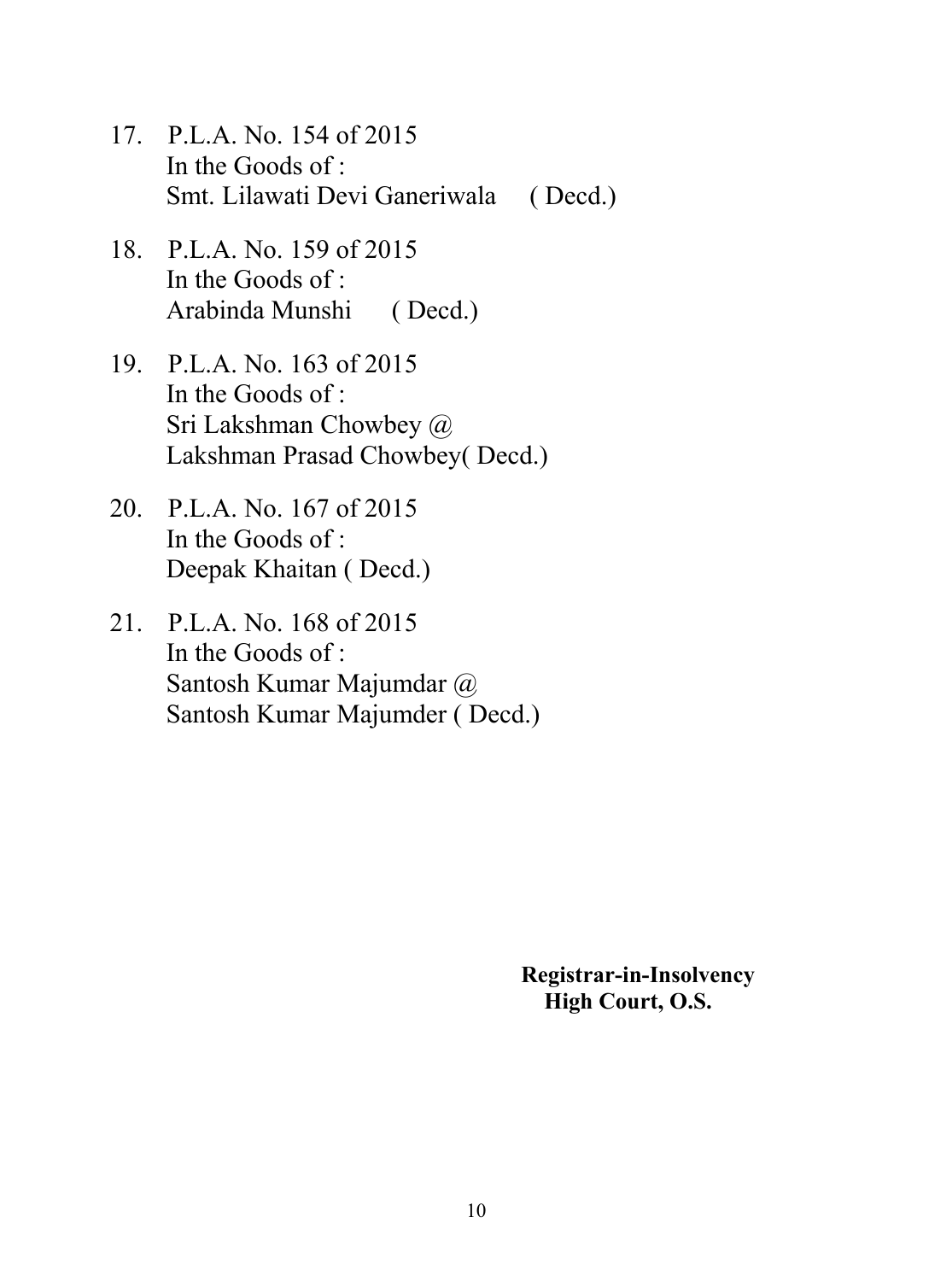17. P.L.A. No. 154 of 2015
    In the Goods of :
    Smt. Lilawati Devi Ganeriwala ( Decd.)

18. P.L.A. No. 159 of 2015
    In the Goods of :
    Arabinda Munshi ( Decd.)

19. P.L.A. No. 163 of 2015
    In the Goods of :
    Sri Lakshman Chowbey @
    Lakshman Prasad Chowbey( Decd.)

20. P.L.A. No. 167 of 2015
    In the Goods of :
    Deepak Khaitan ( Decd.)

21. P.L.A. No. 168 of 2015
    In the Goods of :
    Santosh Kumar Majumdar @
    Santosh Kumar Majumder ( Decd.)

**Registrar-in-Insolvency**
**High Court, O.S.**